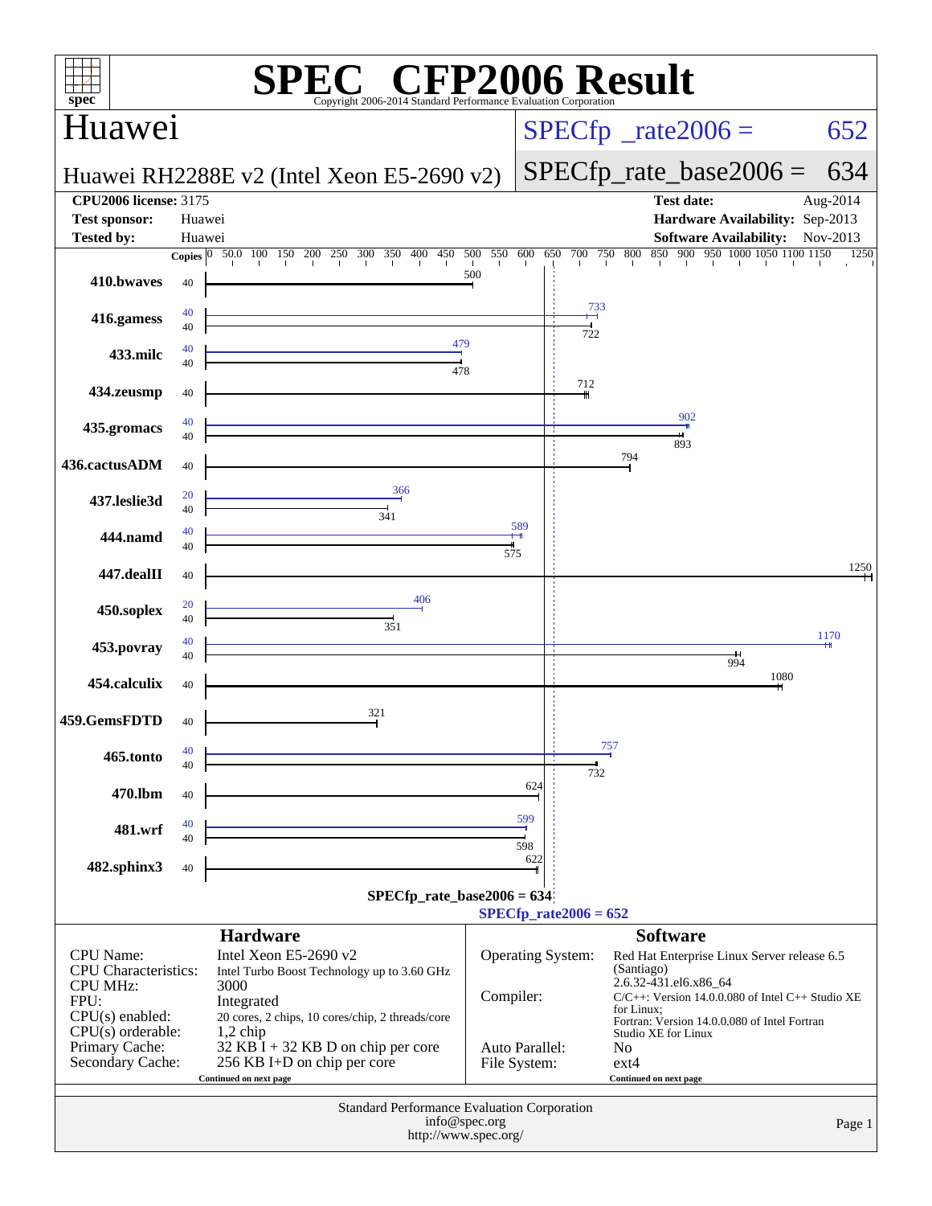# SPEC® CFP2006 Result

Copyright 2006-2014 Standard Performance Evaluation Corporation

## Huawei

**Huawei RH2288E v2 (Intel Xeon E5-2690 v2)**

SPECfp_rate2006 = 652

SPECfp_rate_base2006 = 634

| | | | |
|---|---|---|---|
| **CPU2006 license:** 3175 | | **Test date:** | Aug-2014 |
| **Test sponsor:** | Huawei | **Hardware Availability:** | Sep-2013 |
| **Tested by:** | Huawei | **Software Availability:** | Nov-2013 |

| Benchmark | Copies (peak) | Peak | Copies (base) | Base |
|---|---|---|---|---|
| 410.bwaves | | | 40 | 500 |
| 416.gamess | 40 | 733 | 40 | 722 |
| 433.milc | 40 | 479 | 40 | 478 |
| 434.zeusmp | | | 40 | 712 |
| 435.gromacs | 40 | 902 | 40 | 893 |
| 436.cactusADM | | | 40 | 794 |
| 437.leslie3d | 20 | 366 | 40 | 341 |
| 444.namd | 40 | 589 | 40 | 575 |
| 447.dealII | | | 40 | 1250 |
| 450.soplex | 20 | 406 | 40 | 351 |
| 453.povray | 40 | 1170 | 40 | 994 |
| 454.calculix | | | 40 | 1080 |
| 459.GemsFDTD | | | 40 | 321 |
| 465.tonto | 40 | 757 | 40 | 732 |
| 470.lbm | | | 40 | 624 |
| 481.wrf | 40 | 599 | 40 | 598 |
| 482.sphinx3 | | | 40 | 622 |

SPECfp_rate_base2006 = 634

SPECfp_rate2006 = 652

## Hardware

| | |
|---|---|
| CPU Name: | Intel Xeon E5-2690 v2 |
| CPU Characteristics: | Intel Turbo Boost Technology up to 3.60 GHz |
| CPU MHz: | 3000 |
| FPU: | Integrated |
| CPU(s) enabled: | 20 cores, 2 chips, 10 cores/chip, 2 threads/core |
| CPU(s) orderable: | 1,2 chip |
| Primary Cache: | 32 KB I + 32 KB D on chip per core |
| Secondary Cache: | 256 KB I+D on chip per core |

Continued on next page

## Software

| | |
|---|---|
| Operating System: | Red Hat Enterprise Linux Server release 6.5 (Santiago) 2.6.32-431.el6.x86_64 |
| Compiler: | C/C++: Version 14.0.0.080 of Intel C++ Studio XE for Linux; Fortran: Version 14.0.0.080 of Intel Fortran Studio XE for Linux |
| Auto Parallel: | No |
| File System: | ext4 |

Continued on next page

Standard Performance Evaluation Corporation
info@spec.org
http://www.spec.org/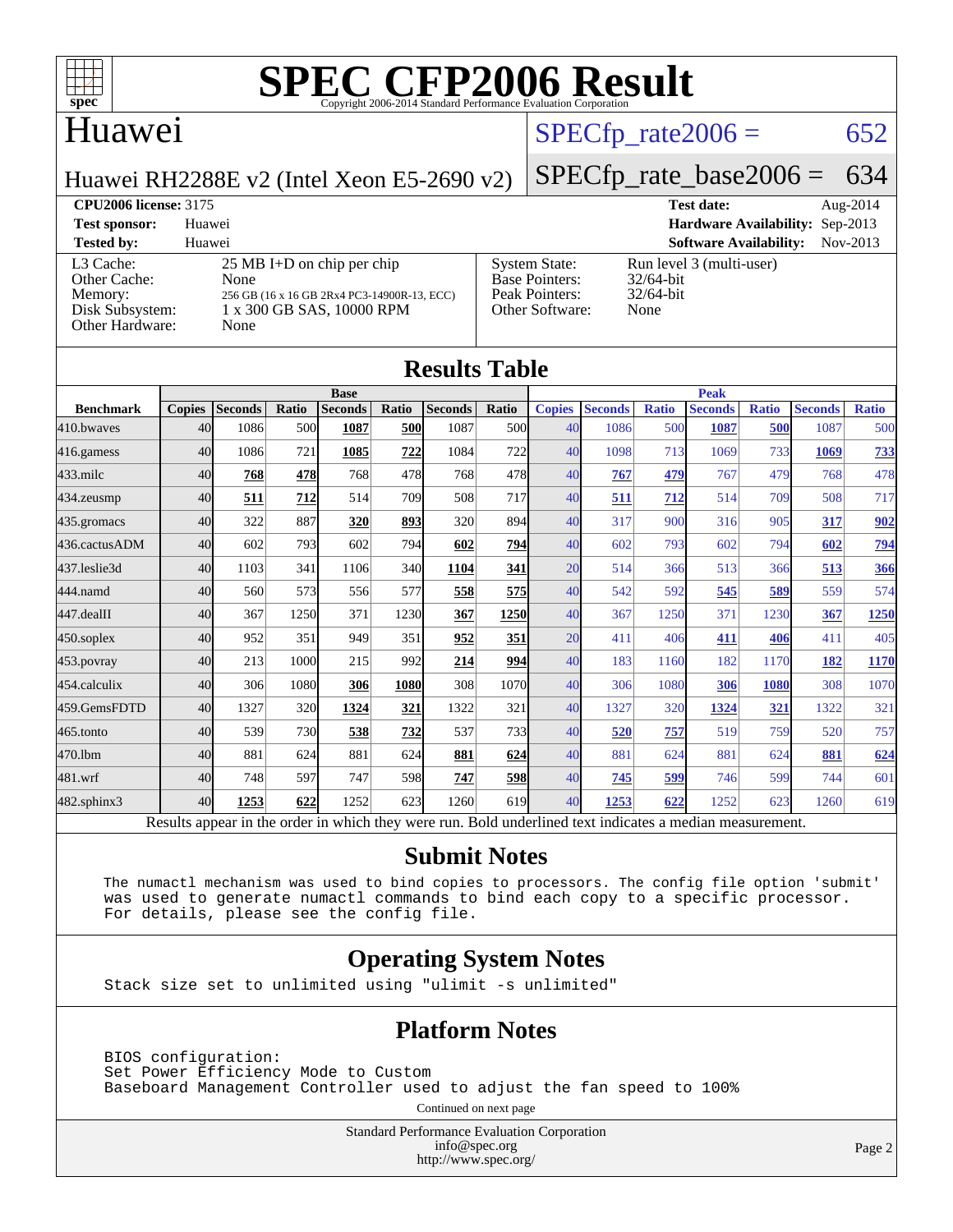# SPEC CFP2006 Result

Copyright 2006-2014 Standard Performance Evaluation Corporation

## Huawei

Huawei RH2288E v2 (Intel Xeon E5-2690 v2)

SPECfp_rate2006 = 652

SPECfp_rate_base2006 = 634

| | | | |
|---|---|---|---|
| **CPU2006 license:** 3175 | | **Test date:** | Aug-2014 |
| **Test sponsor:** | Huawei | **Hardware Availability:** | Sep-2013 |
| **Tested by:** | Huawei | **Software Availability:** | Nov-2013 |

| | | | |
|---|---|---|---|
| L3 Cache: | 25 MB I+D on chip per chip | System State: | Run level 3 (multi-user) |
| Other Cache: | None | Base Pointers: | 32/64-bit |
| Memory: | 256 GB (16 x 16 GB 2Rx4 PC3-14900R-13, ECC) | Peak Pointers: | 32/64-bit |
| Disk Subsystem: | 1 x 300 GB SAS, 10000 RPM | Other Software: | None |
| Other Hardware: | None | | |

## Results Table

| | Base | | | | | | | Peak | | | | | | |
|---|---|---|---|---|---|---|---|---|---|---|---|---|---|---|
| **Benchmark** | **Copies** | **Seconds** | **Ratio** | **Seconds** | **Ratio** | **Seconds** | **Ratio** | **Copies** | **Seconds** | **Ratio** | **Seconds** | **Ratio** | **Seconds** | **Ratio** |
| 410.bwaves | 40 | 1086 | 500 | **1087** | **500** | 1087 | 500 | 40 | 1086 | 500 | **1087** | **500** | 1087 | 500 |
| 416.gamess | 40 | 1086 | 721 | **1085** | **722** | 1084 | 722 | 40 | 1098 | 713 | 1069 | 733 | **1069** | **733** |
| 433.milc | 40 | **768** | **478** | 768 | 478 | 768 | 478 | 40 | **767** | **479** | 767 | 479 | 768 | 478 |
| 434.zeusmp | 40 | **511** | **712** | 514 | 709 | 508 | 717 | 40 | **511** | **712** | 514 | 709 | 508 | 717 |
| 435.gromacs | 40 | 322 | 887 | **320** | **893** | 320 | 894 | 40 | 317 | 900 | 316 | 905 | **317** | **902** |
| 436.cactusADM | 40 | 602 | 793 | 602 | 794 | **602** | **794** | 40 | 602 | 793 | 602 | 794 | **602** | **794** |
| 437.leslie3d | 40 | 1103 | 341 | 1106 | 340 | **1104** | **341** | 20 | 514 | 366 | 513 | 366 | **513** | **366** |
| 444.namd | 40 | 560 | 573 | 556 | 577 | **558** | **575** | 40 | 542 | 592 | **545** | **589** | 559 | 574 |
| 447.dealII | 40 | 367 | 1250 | 371 | 1230 | **367** | **1250** | 40 | 367 | 1250 | 371 | 1230 | **367** | **1250** |
| 450.soplex | 40 | 952 | 351 | 949 | 351 | **952** | **351** | 20 | 411 | 406 | **411** | **406** | 411 | 405 |
| 453.povray | 40 | 213 | 1000 | 215 | 992 | **214** | **994** | 40 | 183 | 1160 | 182 | 1170 | **182** | **1170** |
| 454.calculix | 40 | 306 | 1080 | **306** | **1080** | 308 | 1070 | 40 | 306 | 1080 | **306** | **1080** | 308 | 1070 |
| 459.GemsFDTD | 40 | 1327 | 320 | **1324** | **321** | 1322 | 321 | 40 | 1327 | 320 | **1324** | **321** | 1322 | 321 |
| 465.tonto | 40 | 539 | 730 | **538** | **732** | 537 | 733 | 40 | **520** | **757** | 519 | 759 | 520 | 757 |
| 470.lbm | 40 | 881 | 624 | 881 | 624 | **881** | **624** | 40 | 881 | 624 | 881 | 624 | **881** | **624** |
| 481.wrf | 40 | 748 | 597 | 747 | 598 | **747** | **598** | 40 | **745** | **599** | 746 | 599 | 744 | 601 |
| 482.sphinx3 | 40 | **1253** | **622** | 1252 | 623 | 1260 | 619 | 40 | **1253** | **622** | 1252 | 623 | 1260 | 619 |

Results appear in the order in which they were run. Bold underlined text indicates a median measurement.

## Submit Notes

```
The numactl mechanism was used to bind copies to processors. The config file option 'submit'
was used to generate numactl commands to bind each copy to a specific processor.
For details, please see the config file.
```

## Operating System Notes

```
Stack size set to unlimited using "ulimit -s unlimited"
```

## Platform Notes

```
BIOS configuration:
Set Power Efficiency Mode to Custom
Baseboard Management Controller used to adjust the fan speed to 100%
```

Continued on next page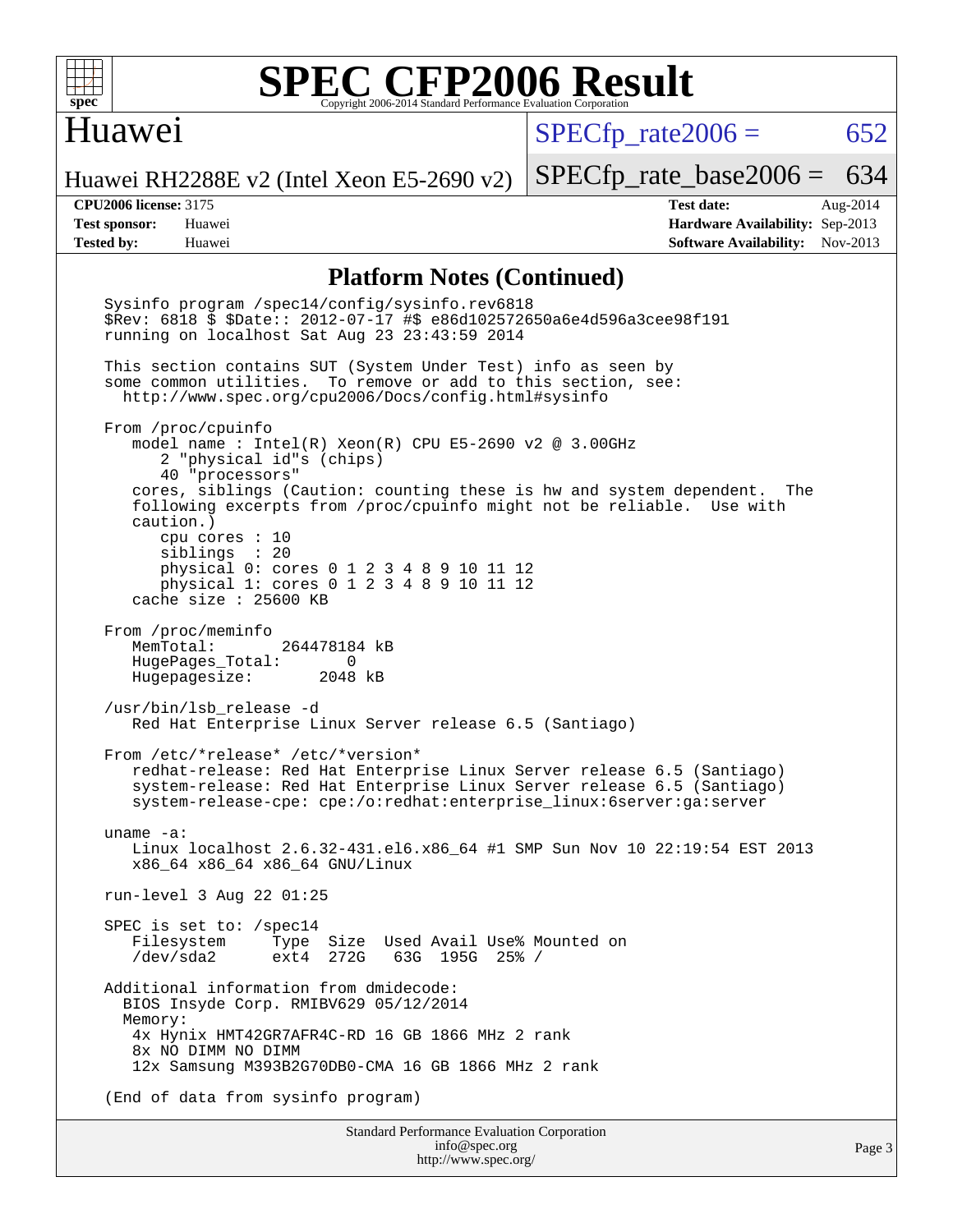## Platform Notes (Continued)

```
Sysinfo program /spec14/config/sysinfo.rev6818
$Rev: 6818 $ $Date:: 2012-07-17 #$ e86d102572650a6e4d596a3cee98f191
running on localhost Sat Aug 23 23:43:59 2014

This section contains SUT (System Under Test) info as seen by
some common utilities.  To remove or add to this section, see:
  http://www.spec.org/cpu2006/Docs/config.html#sysinfo

From /proc/cpuinfo
   model name : Intel(R) Xeon(R) CPU E5-2690 v2 @ 3.00GHz
      2 "physical id"s (chips)
      40 "processors"
   cores, siblings (Caution: counting these is hw and system dependent.  The
   following excerpts from /proc/cpuinfo might not be reliable.  Use with
   caution.)
      cpu cores : 10
      siblings  : 20
      physical 0: cores 0 1 2 3 4 8 9 10 11 12
      physical 1: cores 0 1 2 3 4 8 9 10 11 12
   cache size : 25600 KB

From /proc/meminfo
   MemTotal:       264478184 kB
   HugePages_Total:       0
   Hugepagesize:       2048 kB

/usr/bin/lsb_release -d
   Red Hat Enterprise Linux Server release 6.5 (Santiago)

From /etc/*release* /etc/*version*
   redhat-release: Red Hat Enterprise Linux Server release 6.5 (Santiago)
   system-release: Red Hat Enterprise Linux Server release 6.5 (Santiago)
   system-release-cpe: cpe:/o:redhat:enterprise_linux:6server:ga:server

uname -a:
   Linux localhost 2.6.32-431.el6.x86_64 #1 SMP Sun Nov 10 22:19:54 EST 2013
   x86_64 x86_64 x86_64 GNU/Linux

run-level 3 Aug 22 01:25

SPEC is set to: /spec14
   Filesystem     Type  Size  Used Avail Use% Mounted on
   /dev/sda2      ext4  272G   63G  195G  25% /

Additional information from dmidecode:
  BIOS Insyde Corp. RMIBV629 05/12/2014
  Memory:
   4x Hynix HMT42GR7AFR4C-RD 16 GB 1866 MHz 2 rank
   8x NO DIMM NO DIMM
   12x Samsung M393B2G70DB0-CMA 16 GB 1866 MHz 2 rank

(End of data from sysinfo program)
```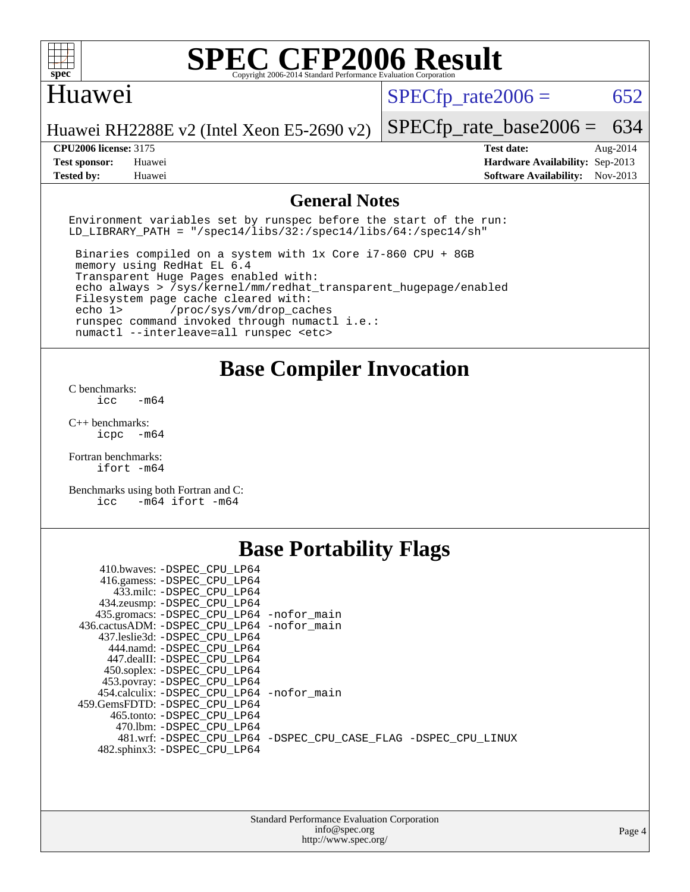# SPEC CFP2006 Result

Copyright 2006-2014 Standard Performance Evaluation Corporation

## Huawei

Huawei RH2288E v2 (Intel Xeon E5-2690 v2)

SPECfp_rate2006 = 652

SPECfp_rate_base2006 = 634

**CPU2006 license:** 3175
**Test sponsor:** Huawei
**Tested by:** Huawei

**Test date:** Aug-2014
**Hardware Availability:** Sep-2013
**Software Availability:** Nov-2013

## General Notes

```
Environment variables set by runspec before the start of the run:
LD_LIBRARY_PATH = "/spec14/libs/32:/spec14/libs/64:/spec14/sh"

 Binaries compiled on a system with 1x Core i7-860 CPU + 8GB
 memory using RedHat EL 6.4
 Transparent Huge Pages enabled with:
 echo always > /sys/kernel/mm/redhat_transparent_hugepage/enabled
 Filesystem page cache cleared with:
 echo 1>       /proc/sys/vm/drop_caches
 runspec command invoked through numactl i.e.:
 numactl --interleave=all runspec <etc>
```

## Base Compiler Invocation

C benchmarks:
```
icc   -m64
```

C++ benchmarks:
```
icpc  -m64
```

Fortran benchmarks:
```
ifort -m64
```

Benchmarks using both Fortran and C:
```
icc   -m64 ifort -m64
```

## Base Portability Flags

```
   410.bwaves: -DSPEC_CPU_LP64
   416.gamess: -DSPEC_CPU_LP64
     433.milc: -DSPEC_CPU_LP64
   434.zeusmp: -DSPEC_CPU_LP64
  435.gromacs: -DSPEC_CPU_LP64 -nofor_main
 436.cactusADM: -DSPEC_CPU_LP64 -nofor_main
  437.leslie3d: -DSPEC_CPU_LP64
     444.namd: -DSPEC_CPU_LP64
    447.dealII: -DSPEC_CPU_LP64
    450.soplex: -DSPEC_CPU_LP64
    453.povray: -DSPEC_CPU_LP64
  454.calculix: -DSPEC_CPU_LP64 -nofor_main
 459.GemsFDTD: -DSPEC_CPU_LP64
    465.tonto: -DSPEC_CPU_LP64
      470.lbm: -DSPEC_CPU_LP64
      481.wrf: -DSPEC_CPU_LP64 -DSPEC_CPU_CASE_FLAG -DSPEC_CPU_LINUX
  482.sphinx3: -DSPEC_CPU_LP64
```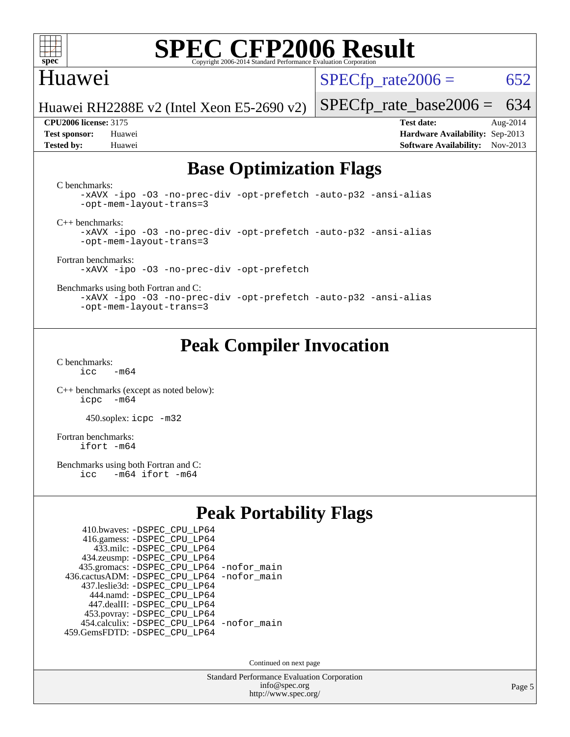# SPEC CFP2006 Result

Copyright 2006-2014 Standard Performance Evaluation Corporation

## Huawei

Huawei RH2288E v2 (Intel Xeon E5-2690 v2)

SPECfp_rate2006 = 652

SPECfp_rate_base2006 = 634

**CPU2006 license:** 3175
**Test sponsor:** Huawei
**Tested by:** Huawei

**Test date:** Aug-2014
**Hardware Availability:** Sep-2013
**Software Availability:** Nov-2013

## Base Optimization Flags

C benchmarks:
```
-xAVX -ipo -O3 -no-prec-div -opt-prefetch -auto-p32 -ansi-alias
-opt-mem-layout-trans=3
```

C++ benchmarks:
```
-xAVX -ipo -O3 -no-prec-div -opt-prefetch -auto-p32 -ansi-alias
-opt-mem-layout-trans=3
```

Fortran benchmarks:
```
-xAVX -ipo -O3 -no-prec-div -opt-prefetch
```

Benchmarks using both Fortran and C:
```
-xAVX -ipo -O3 -no-prec-div -opt-prefetch -auto-p32 -ansi-alias
-opt-mem-layout-trans=3
```

## Peak Compiler Invocation

C benchmarks:
```
icc   -m64
```

C++ benchmarks (except as noted below):
```
icpc  -m64
```

450.soplex: `icpc -m32`

Fortran benchmarks:
```
ifort -m64
```

Benchmarks using both Fortran and C:
```
icc   -m64 ifort -m64
```

## Peak Portability Flags

410.bwaves: -DSPEC_CPU_LP64
416.gamess: -DSPEC_CPU_LP64
433.milc: -DSPEC_CPU_LP64
434.zeusmp: -DSPEC_CPU_LP64
435.gromacs: -DSPEC_CPU_LP64 -nofor_main
436.cactusADM: -DSPEC_CPU_LP64 -nofor_main
437.leslie3d: -DSPEC_CPU_LP64
444.namd: -DSPEC_CPU_LP64
447.dealII: -DSPEC_CPU_LP64
453.povray: -DSPEC_CPU_LP64
454.calculix: -DSPEC_CPU_LP64 -nofor_main
459.GemsFDTD: -DSPEC_CPU_LP64

Continued on next page

Standard Performance Evaluation Corporation
info@spec.org
http://www.spec.org/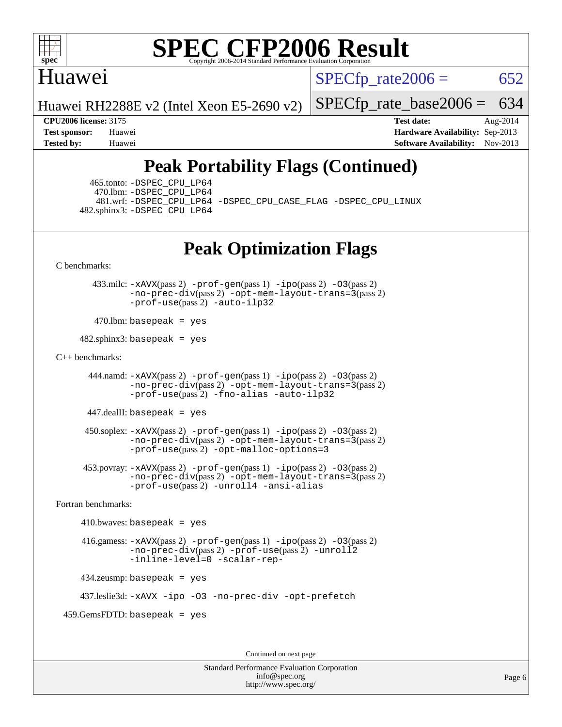## Peak Portability Flags (Continued)

465.tonto: -DSPEC_CPU_LP64
470.lbm: -DSPEC_CPU_LP64
481.wrf: -DSPEC_CPU_LP64 -DSPEC_CPU_CASE_FLAG -DSPEC_CPU_LINUX
482.sphinx3: -DSPEC_CPU_LP64

## Peak Optimization Flags

C benchmarks:

433.milc: -xAVX(pass 2) -prof-gen(pass 1) -ipo(pass 2) -O3(pass 2) -no-prec-div(pass 2) -opt-mem-layout-trans=3(pass 2) -prof-use(pass 2) -auto-ilp32

470.lbm: basepeak = yes

482.sphinx3: basepeak = yes

C++ benchmarks:

444.namd: -xAVX(pass 2) -prof-gen(pass 1) -ipo(pass 2) -O3(pass 2) -no-prec-div(pass 2) -opt-mem-layout-trans=3(pass 2) -prof-use(pass 2) -fno-alias -auto-ilp32

447.dealII: basepeak = yes

450.soplex: -xAVX(pass 2) -prof-gen(pass 1) -ipo(pass 2) -O3(pass 2) -no-prec-div(pass 2) -opt-mem-layout-trans=3(pass 2) -prof-use(pass 2) -opt-malloc-options=3

453.povray: -xAVX(pass 2) -prof-gen(pass 1) -ipo(pass 2) -O3(pass 2) -no-prec-div(pass 2) -opt-mem-layout-trans=3(pass 2) -prof-use(pass 2) -unroll4 -ansi-alias

Fortran benchmarks:

410.bwaves: basepeak = yes

416.gamess: -xAVX(pass 2) -prof-gen(pass 1) -ipo(pass 2) -O3(pass 2) -no-prec-div(pass 2) -prof-use(pass 2) -unroll2 -inline-level=0 -scalar-rep-

434.zeusmp: basepeak = yes

437.leslie3d: -xAVX -ipo -O3 -no-prec-div -opt-prefetch

459.GemsFDTD: basepeak = yes

Continued on next page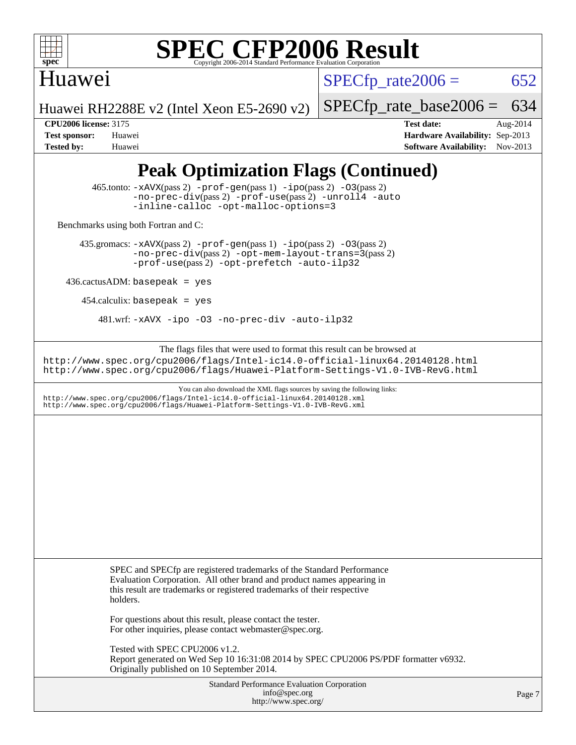# Peak Optimization Flags (Continued)

465.tonto: -xAVX(pass 2) -prof-gen(pass 1) -ipo(pass 2) -O3(pass 2) -no-prec-div(pass 2) -prof-use(pass 2) -unroll4 -auto -inline-calloc -opt-malloc-options=3

Benchmarks using both Fortran and C:

435.gromacs: -xAVX(pass 2) -prof-gen(pass 1) -ipo(pass 2) -O3(pass 2) -no-prec-div(pass 2) -opt-mem-layout-trans=3(pass 2) -prof-use(pass 2) -opt-prefetch -auto-ilp32

436.cactusADM: basepeak = yes

454.calculix: basepeak = yes

481.wrf: -xAVX -ipo -O3 -no-prec-div -auto-ilp32

The flags files that were used to format this result can be browsed at
http://www.spec.org/cpu2006/flags/Intel-ic14.0-official-linux64.20140128.html
http://www.spec.org/cpu2006/flags/Huawei-Platform-Settings-V1.0-IVB-RevG.html

You can also download the XML flags sources by saving the following links:
http://www.spec.org/cpu2006/flags/Intel-ic14.0-official-linux64.20140128.xml
http://www.spec.org/cpu2006/flags/Huawei-Platform-Settings-V1.0-IVB-RevG.xml

SPEC and SPECfp are registered trademarks of the Standard Performance Evaluation Corporation. All other brand and product names appearing in this result are trademarks or registered trademarks of their respective holders.

For questions about this result, please contact the tester.
For other inquiries, please contact webmaster@spec.org.

Tested with SPEC CPU2006 v1.2.
Report generated on Wed Sep 10 16:31:08 2014 by SPEC CPU2006 PS/PDF formatter v6932.
Originally published on 10 September 2014.